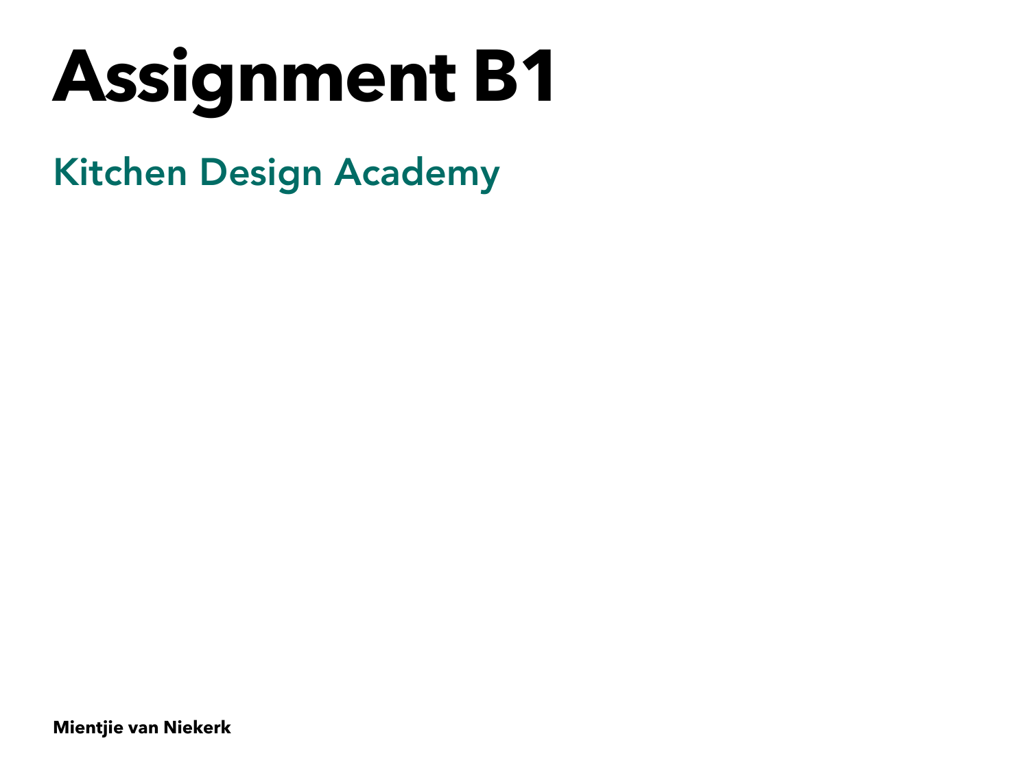# Assignment B1

## Kitchen Design Academy

**Mientjie van Niekerk**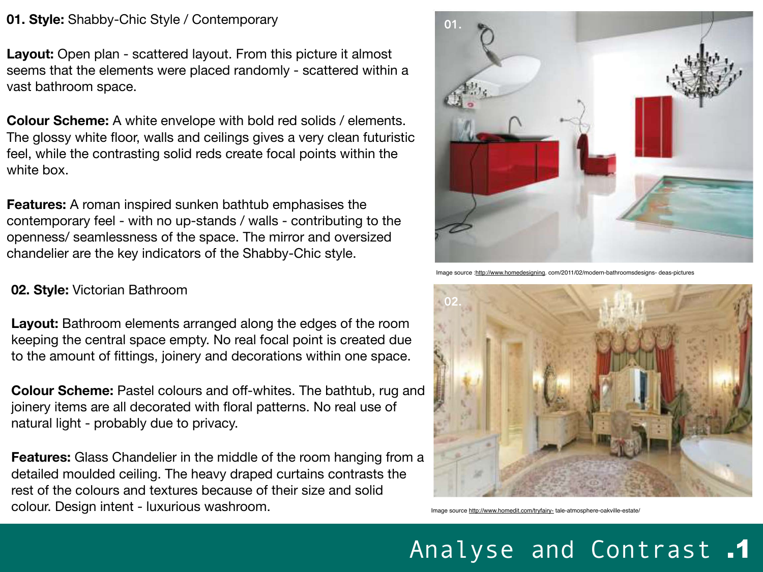**01. Style:** Shabby-Chic Style / Contemporary

**Layout:** Open plan - scattered layout. From this picture it almost seems that the elements were placed randomly - scattered within a vast bathroom space.

**Colour Scheme:** A white envelope with bold red solids / elements. The glossy white floor, walls and ceilings gives a very clean futuristic feel, while the contrasting solid reds create focal points within the white box.

**Features:** A roman inspired sunken bathtub emphasises the contemporary feel - with no up-stands / walls - contributing to the openness/ seamlessness of the space. The mirror and oversized chandelier are the key indicators of the Shabby-Chic style.

Image source :http://www.homedesigning. com/2011/02/modern-bathroomsdesigns- deas-pictures

**02. Style:** Victorian Bathroom

**Layout:** Bathroom elements arranged along the edges of the room keeping the central space empty. No real focal point is created due to the amount of fittings, joinery and decorations within one space.

**Colour Scheme:** Pastel colours and off-whites. The bathtub, rug and joinery items are all decorated with floral patterns. No real use of natural light - probably due to privacy.

**Features:** Glass Chandelier in the middle of the room hanging from a detailed moulded ceiling. The heavy draped curtains contrasts the rest of the colours and textures because of their size and solid colour. Design intent - luxurious washroom.

Image source http://www.homedit.com/tryfairy- tale-atmosphere-oakville-estate/

# Analyse and Contrast .1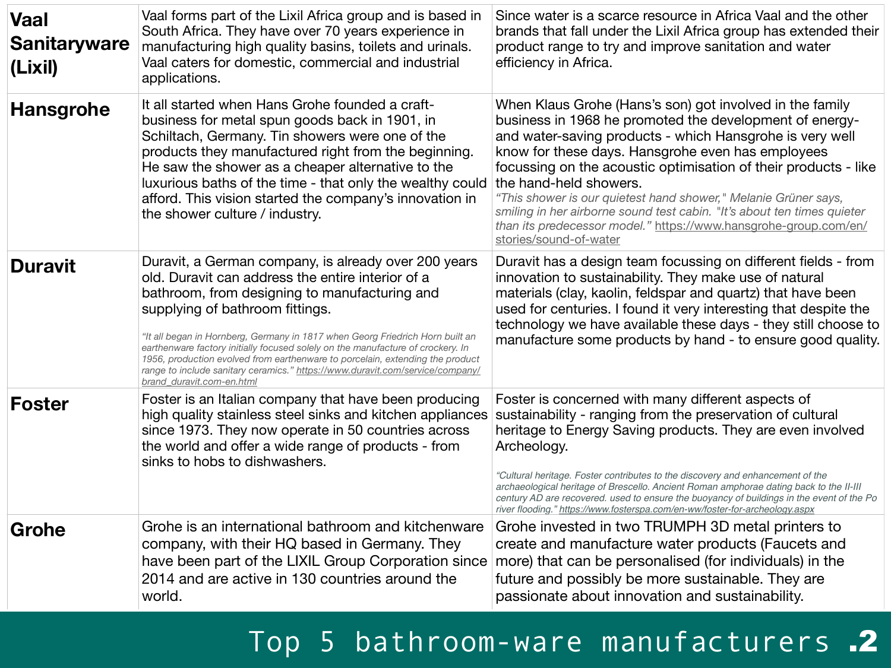| | | |
|---|---|---|
| **Vaal Sanitaryware (Lixil)** | Vaal forms part of the Lixil Africa group and is based in South Africa. They have over 70 years experience in manufacturing high quality basins, toilets and urinals. Vaal caters for domestic, commercial and industrial applications. | Since water is a scarce resource in Africa Vaal and the other brands that fall under the Lixil Africa group has extended their product range to try and improve sanitation and water efficiency in Africa. |
| **Hansgrohe** | It all started when Hans Grohe founded a craft-business for metal spun goods back in 1901, in Schiltach, Germany. Tin showers were one of the products they manufactured right from the beginning. He saw the shower as a cheaper alternative to the luxurious baths of the time - that only the wealthy could afford. This vision started the company's innovation in the shower culture / industry. | When Klaus Grohe (Hans's son) got involved in the family business in 1968 he promoted the development of energy- and water-saving products - which Hansgrohe is very well know for these days. Hansgrohe even has employees focussing on the acoustic optimisation of their products - like the hand-held showers. *"This shower is our quietest hand shower," Melanie Grüner says, smiling in her airborne sound test cabin. "It's about ten times quieter than its predecessor model."* https://www.hansgrohe-group.com/en/stories/sound-of-water |
| **Duravit** | Duravit, a German company, is already over 200 years old. Duravit can address the entire interior of a bathroom, from designing to manufacturing and supplying of bathroom fittings. *"It all began in Hornberg, Germany in 1817 when Georg Friedrich Horn built an earthenware factory initially focused solely on the manufacture of crockery. In 1956, production evolved from earthenware to porcelain, extending the product range to include sanitary ceramics."* https://www.duravit.com/service/company/brand_duravit.com-en.html | Duravit has a design team focussing on different fields - from innovation to sustainability. They make use of natural materials (clay, kaolin, feldspar and quartz) that have been used for centuries. I found it very interesting that despite the technology we have available these days - they still choose to manufacture some products by hand - to ensure good quality. |
| **Foster** | Foster is an Italian company that have been producing high quality stainless steel sinks and kitchen appliances since 1973. They now operate in 50 countries across the world and offer a wide range of products - from sinks to hobs to dishwashers. | Foster is concerned with many different aspects of sustainability - ranging from the preservation of cultural heritage to Energy Saving products. They are even involved Archeology. *"Cultural heritage. Foster contributes to the discovery and enhancement of the archaeological heritage of Brescello. Ancient Roman amphorae dating back to the II-III century AD are recovered. used to ensure the buoyancy of buildings in the event of the Po river flooding."* https://www.fosterspa.com/en-ww/foster-for-archeology.aspx |
| **Grohe** | Grohe is an international bathroom and kitchenware company, with their HQ based in Germany. They have been part of the LIXIL Group Corporation since 2014 and are active in 130 countries around the world. | Grohe invested in two TRUMPH 3D metal printers to create and manufacture water products (Faucets and more) that can be personalised (for individuals) in the future and possibly be more sustainable. They are passionate about innovation and sustainability. |

Top 5 bathroom-ware manufacturers **.2**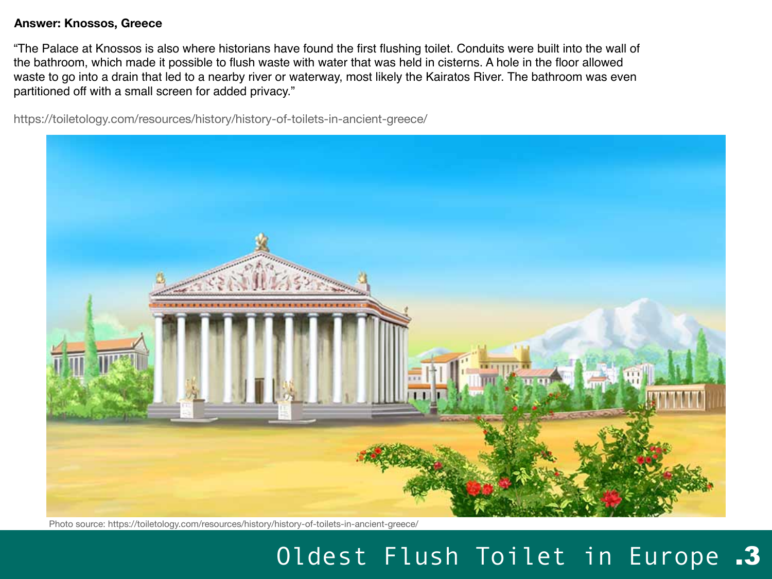**Answer: Knossos, Greece**

"The Palace at Knossos is also where historians have found the first flushing toilet. Conduits were built into the wall of the bathroom, which made it possible to flush waste with water that was held in cisterns. A hole in the floor allowed waste to go into a drain that led to a nearby river or waterway, most likely the Kairatos River. The bathroom was even partitioned off with a small screen for added privacy."

https://toiletology.com/resources/history/history-of-toilets-in-ancient-greece/

Photo source: https://toiletology.com/resources/history/history-of-toilets-in-ancient-greece/

## Oldest Flush Toilet in Europe .3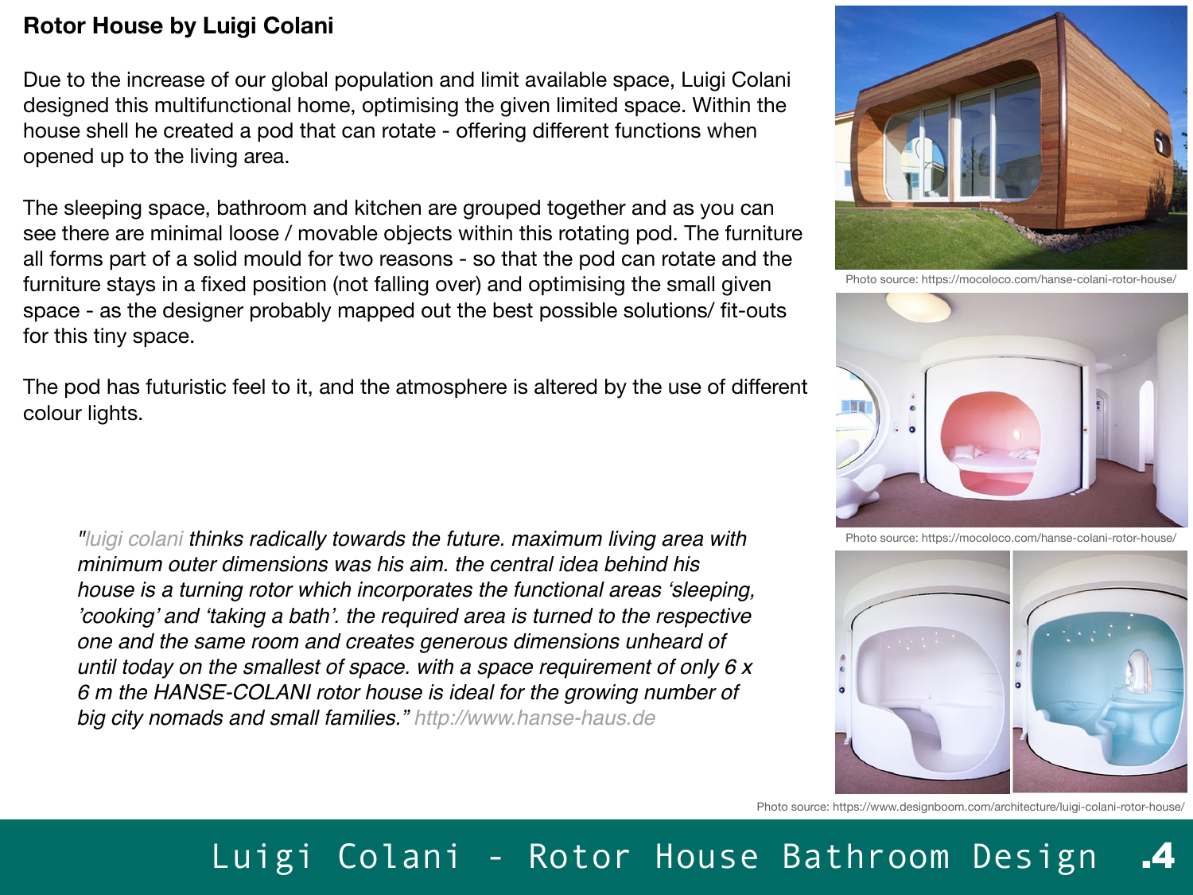# Rotor House by Luigi Colani

Due to the increase of our global population and limit available space, Luigi Colani designed this multifunctional home, optimising the given limited space. Within the house shell he created a pod that can rotate - offering different functions when opened up to the living area.

The sleeping space, bathroom and kitchen are grouped together and as you can see there are minimal loose / movable objects within this rotating pod. The furniture all forms part of a solid mould for two reasons - so that the pod can rotate and the furniture stays in a fixed position (not falling over) and optimising the small given space - as the designer probably mapped out the best possible solutions/ fit-outs for this tiny space.

The pod has futuristic feel to it, and the atmosphere is altered by the use of different colour lights.

> *"luigi colani thinks radically towards the future. maximum living area with minimum outer dimensions was his aim. the central idea behind his house is a turning rotor which incorporates the functional areas 'sleeping, 'cooking' and 'taking a bath'. the required area is turned to the respective one and the same room and creates generous dimensions unheard of until today on the smallest of space. with a space requirement of only 6 x 6 m the HANSE-COLANI rotor house is ideal for the growing number of big city nomads and small families."* http://www.hanse-haus.de

Photo source: https://mocoloco.com/hanse-colani-rotor-house/

Photo source: https://mocoloco.com/hanse-colani-rotor-house/

Photo source: https://www.designboom.com/architecture/luigi-colani-rotor-house/

## Luigi Colani - Rotor House Bathroom Design .4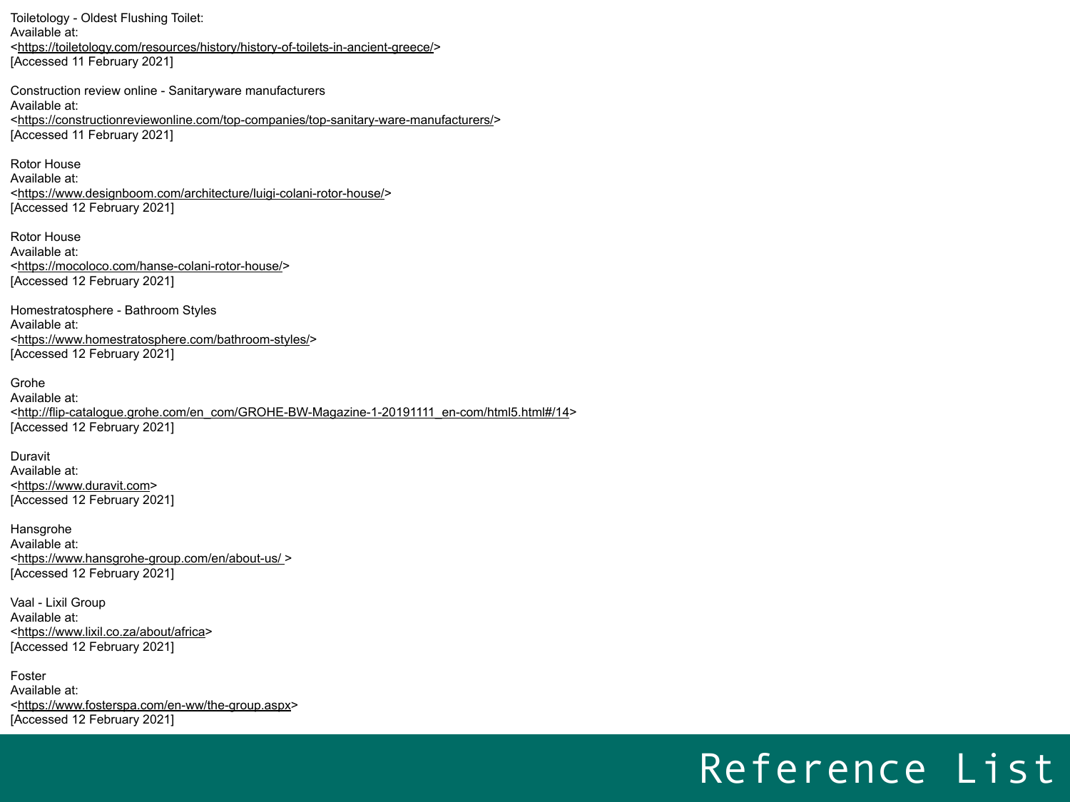# Reference List

Toiletology - Oldest Flushing Toilet:
Available at:
<https://toiletology.com/resources/history/history-of-toilets-in-ancient-greece/>
[Accessed 11 February 2021]

Construction review online - Sanitaryware manufacturers
Available at:
<https://constructionreviewonline.com/top-companies/top-sanitary-ware-manufacturers/>
[Accessed 11 February 2021]

Rotor House
Available at:
<https://www.designboom.com/architecture/luigi-colani-rotor-house/>
[Accessed 12 February 2021]

Rotor House
Available at:
<https://mocoloco.com/hanse-colani-rotor-house/>
[Accessed 12 February 2021]

Homestratosphere - Bathroom Styles
Available at:
<https://www.homestratosphere.com/bathroom-styles/>
[Accessed 12 February 2021]

Grohe
Available at:
<http://flip-catalogue.grohe.com/en_com/GROHE-BW-Magazine-1-20191111_en-com/html5.html#/14>
[Accessed 12 February 2021]

Duravit
Available at:
<https://www.duravit.com>
[Accessed 12 February 2021]

Hansgrohe
Available at:
<https://www.hansgrohe-group.com/en/about-us/ >
[Accessed 12 February 2021]

Vaal - Lixil Group
Available at:
<https://www.lixil.co.za/about/africa>
[Accessed 12 February 2021]

Foster
Available at:
<https://www.fosterspa.com/en-ww/the-group.aspx>
[Accessed 12 February 2021]